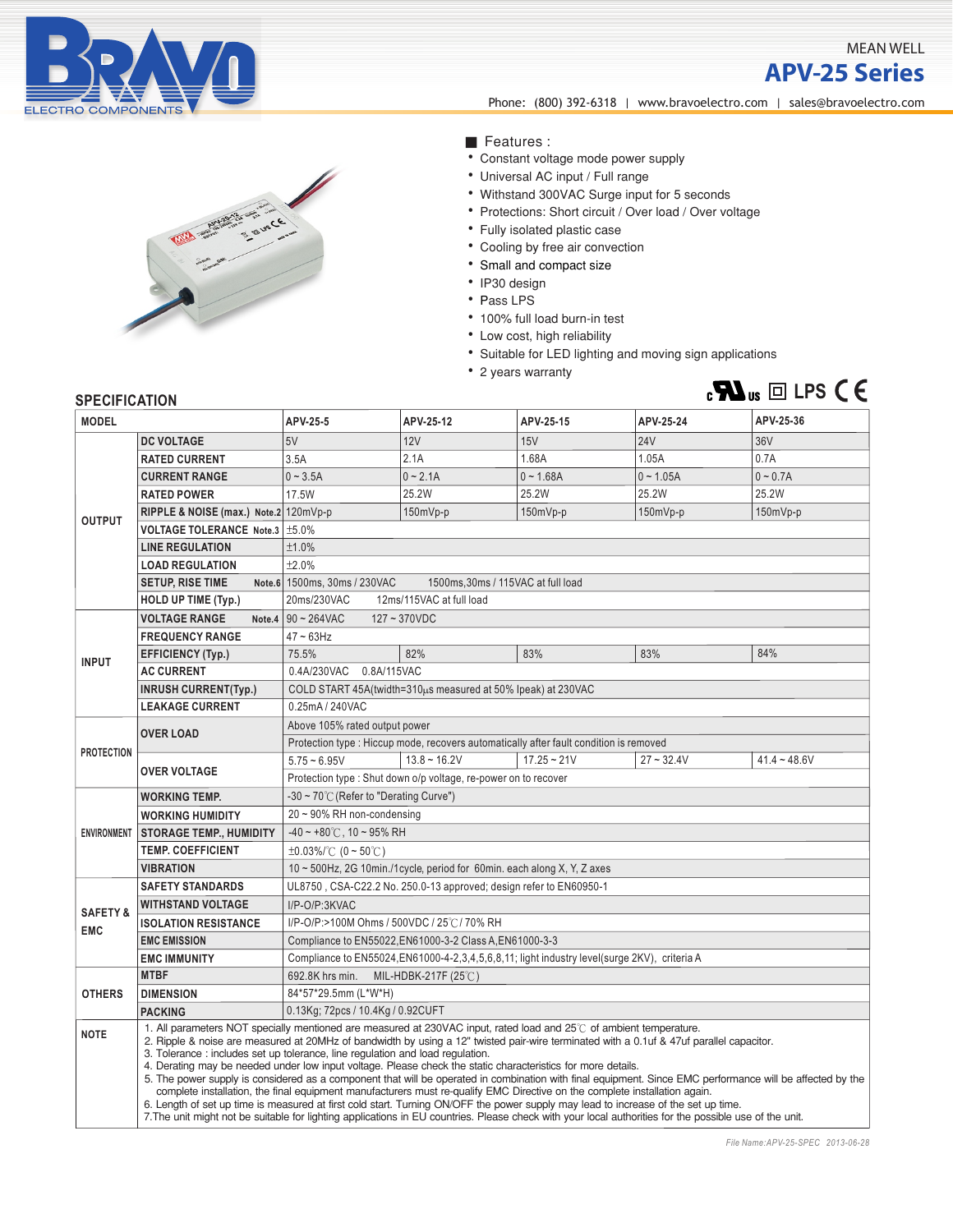MEAN WELL

# APV-25 Series

Phone: (800) 392-6318 | www.bravoelectro.com | sales@bravoelectro.com

## ■ Features :

- Constant voltage mode power supply
- Universal AC input / Full range
- Withstand 300VAC Surge input for 5 seconds
- Protections: Short circuit / Over load / Over voltage
- Fully isolated plastic case
- Cooling by free air convection
- Small and compact size
- IP30 design
- Pass LPS
- 100% full load burn-in test
- Low cost, high reliability
- Suitable for LED lighting and moving sign applications
- 2 years warranty

## SPECIFICATION

| MODEL | | APV-25-5 | APV-25-12 | APV-25-15 | APV-25-24 | APV-25-36 |
|---|---|---|---|---|---|---|
| OUTPUT | DC VOLTAGE | 5V | 12V | 15V | 24V | 36V |
| | RATED CURRENT | 3.5A | 2.1A | 1.68A | 1.05A | 0.7A |
| | CURRENT RANGE | 0 ~ 3.5A | 0 ~ 2.1A | 0 ~ 1.68A | 0 ~ 1.05A | 0 ~ 0.7A |
| | RATED POWER | 17.5W | 25.2W | 25.2W | 25.2W | 25.2W |
| | RIPPLE & NOISE (max.) Note.2 | 120mVp-p | 150mVp-p | 150mVp-p | 150mVp-p | 150mVp-p |
| | VOLTAGE TOLERANCE Note.3 | ±5.0% | | | | |
| | LINE REGULATION | ±1.0% | | | | |
| | LOAD REGULATION | ±2.0% | | | | |
| | SETUP, RISE TIME Note.6 | 1500ms, 30ms / 230VAC 1500ms,30ms / 115VAC at full load | | | | |
| | HOLD UP TIME (Typ.) | 20ms/230VAC 12ms/115VAC at full load | | | | |
| INPUT | VOLTAGE RANGE Note.4 | 90 ~ 264VAC 127 ~ 370VDC | | | | |
| | FREQUENCY RANGE | 47 ~ 63Hz | | | | |
| | EFFICIENCY (Typ.) | 75.5% | 82% | 83% | 83% | 84% |
| | AC CURRENT | 0.4A/230VAC 0.8A/115VAC | | | | |
| | INRUSH CURRENT(Typ.) | COLD START 45A(twidth=310µs measured at 50% Ipeak) at 230VAC | | | | |
| | LEAKAGE CURRENT | 0.25mA / 240VAC | | | | |
| PROTECTION | OVER LOAD | Above 105% rated output power | | | | |
| | | Protection type : Hiccup mode, recovers automatically after fault condition is removed | | | | |
| | OVER VOLTAGE | 5.75 ~ 6.95V | 13.8 ~ 16.2V | 17.25 ~ 21V | 27 ~ 32.4V | 41.4 ~ 48.6V |
| | | Protection type : Shut down o/p voltage, re-power on to recover | | | | |
| ENVIRONMENT | WORKING TEMP. | -30 ~ 70℃ (Refer to "Derating Curve") | | | | |
| | WORKING HUMIDITY | 20 ~ 90% RH non-condensing | | | | |
| | STORAGE TEMP., HUMIDITY | -40 ~ +80℃, 10 ~ 95% RH | | | | |
| | TEMP. COEFFICIENT | ±0.03%/℃ (0 ~ 50℃) | | | | |
| | VIBRATION | 10 ~ 500Hz, 2G 10min./1cycle, period for 60min. each along X, Y, Z axes | | | | |
| SAFETY & EMC | SAFETY STANDARDS | UL8750 , CSA-C22.2 No. 250.0-13 approved; design refer to EN60950-1 | | | | |
| | WITHSTAND VOLTAGE | I/P-O/P:3KVAC | | | | |
| | ISOLATION RESISTANCE | I/P-O/P:>100M Ohms / 500VDC / 25℃ / 70% RH | | | | |
| | EMC EMISSION | Compliance to EN55022,EN61000-3-2 Class A,EN61000-3-3 | | | | |
| | EMC IMMUNITY | Compliance to EN55024,EN61000-4-2,3,4,5,6,8,11; light industry level(surge 2KV), criteria A | | | | |
| OTHERS | MTBF | 692.8K hrs min. MIL-HDBK-217F (25℃) | | | | |
| | DIMENSION | 84*57*29.5mm (L*W*H) | | | | |
| | PACKING | 0.13Kg; 72pcs / 10.4Kg / 0.92CUFT | | | | |

**NOTE**

1. All parameters NOT specially mentioned are measured at 230VAC input, rated load and 25℃ of ambient temperature.
2. Ripple & noise are measured at 20MHz of bandwidth by using a 12" twisted pair-wire terminated with a 0.1uf & 47uf parallel capacitor.
3. Tolerance : includes set up tolerance, line regulation and load regulation.
4. Derating may be needed under low input voltage. Please check the static characteristics for more details.
5. The power supply is considered as a component that will be operated in combination with final equipment. Since EMC performance will be affected by the complete installation, the final equipment manufacturers must re-qualify EMC Directive on the complete installation again.
6. Length of set up time is measured at first cold start. Turning ON/OFF the power supply may lead to increase of the set up time.
7. The unit might not be suitable for lighting applications in EU countries. Please check with your local authorities for the possible use of the unit.

*File Name:APV-25-SPEC 2013-06-28*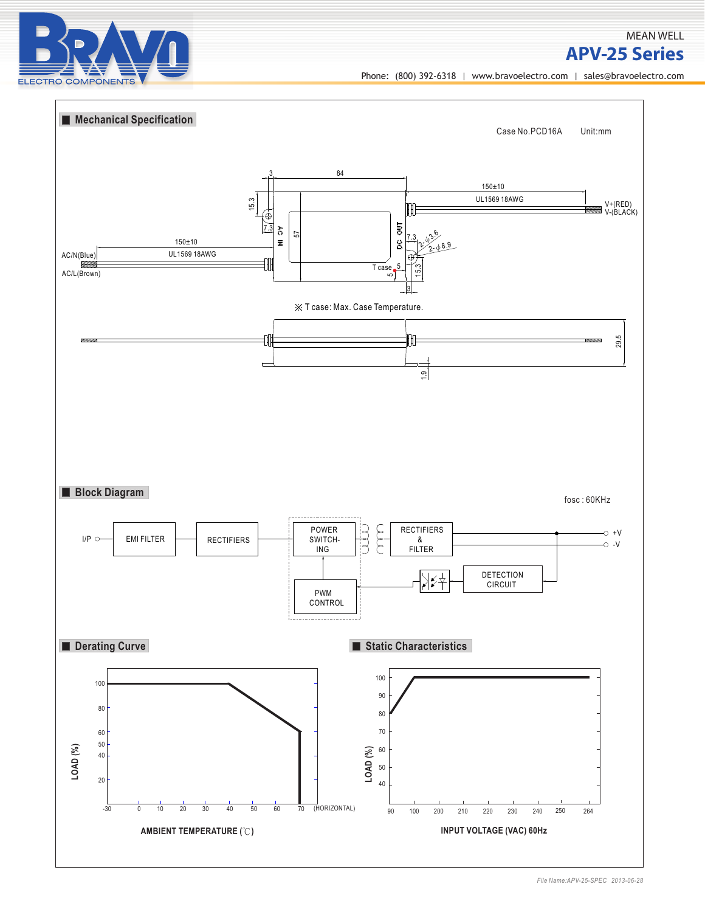## Mechanical Specification

Case No.PCD16A　　Unit:mm

3
84
150±10
UL1569 18AWG
V+(RED)
V-(BLACK)
15.3
7.3
AC IN
57
DC OUT
7.3
2-φ3.6
2-φ8.9
150±10
UL1569 18AWG
AC/N(Blue)
AC/L(Brown)
T case
5
5
15.3
3

※ T case: Max. Case Temperature.

29.5
1.9

## Block Diagram

fosc : 60KHz

I/P
EMI FILTER
RECTIFIERS
POWER SWITCH-ING
PWM CONTROL
RECTIFIERS & FILTER
DETECTION CIRCUIT
+V
-V

## Derating Curve

LOAD (%)
100
80
60
50
40
20
-30
0
10
20
30
40
50
60
70
(HORIZONTAL)

AMBIENT TEMPERATURE (℃)

## Static Characteristics

LOAD (%)
100
90
80
70
60
50
40
90
100
200
210
220
230
240
250
264

INPUT VOLTAGE (VAC) 60Hz

File Name:APV-25-SPEC 2013-06-28